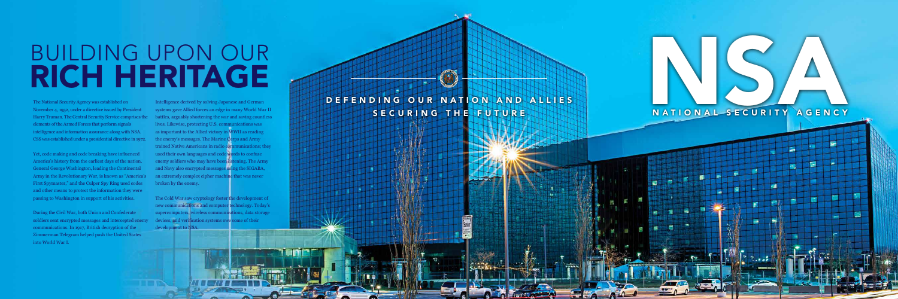# BUILDING UPON OUR RICH HERITAGE

The National Security Agency was established on November 4, 1952, under a directive issued by President Harry Truman. The Central Security Service comprises the elements of the Armed Forces that perform signals intelligence and information assurance along with NSA. CSS was established under a presidential directive in 1972.

Yet, code making and code breaking have influenced America's history from the earliest days of the nation. General George Washington, leading the Continental Army in the Revolutionary War, is known as "America's First Spymaster," and the Culper Spy Ring used codes and other means to protect the information they were passing to Washington in support of his activities.

During the Civil War, both Union and Confederate soldiers sent encrypted messages and intercepted enemy communications. In 1917, British decryption of the Zimmerman Telegram helped push the United States into World War I.

Intelligence derived by solving Japanese and German systems gave Allied forces an edge in many World War II battles, arguably shortening the war and saving countless lives. Likewise, protecting U.S. communications was as important to the Allied victory in WWII as reading the enemy's messages. The Marine Corps and Army trained Native Americans in radio communications; they used their own languages and code words to confuse enemy soldiers who may have been listening. The Army and Navy also encrypted messages using the SIGABA, an extremely complex cipher machine that was never broken by the enemy.

The Cold War saw cryptology foster the development of new communications and computer technology. Today's supercomputers, wireless communications, data storage devices, and verification systems owe some of their development to NSA.

DEFENDING OUR NATION AND ALLIES
SECURING THE FUTURE

# NSA

NATIONAL SECURITY AGENCY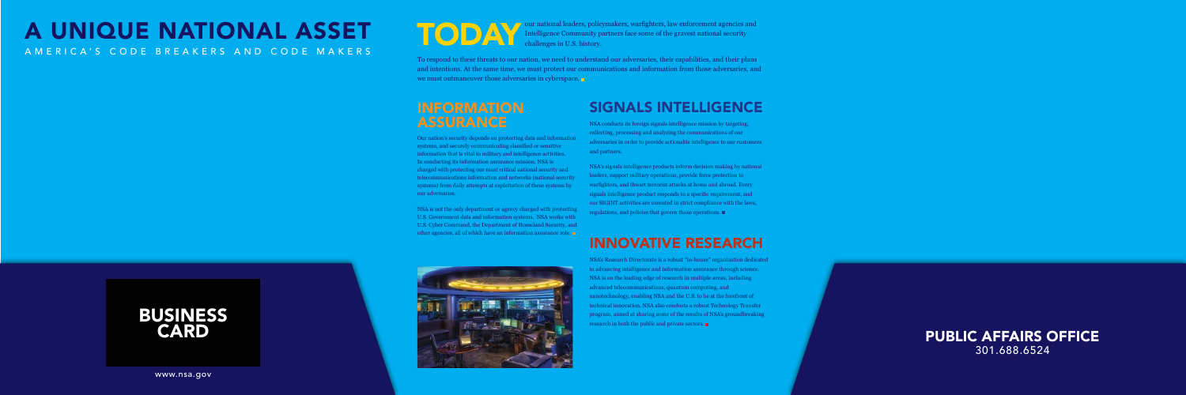# A UNIQUE NATIONAL ASSET

AMERICA'S CODE BREAKERS AND CODE MAKERS

**TODAY** our national leaders, policymakers, warfighters, law enforcement agencies and Intelligence Community partners face some of the gravest national security challenges in U.S. history.

To respond to these threats to our nation, we need to understand our adversaries, their capabilities, and their plans and intentions. At the same time, we must protect our communications and information from those adversaries, and we must outmaneuver those adversaries in cyberspace.

## INFORMATION ASSURANCE

Our nation's security depends on protecting data and information systems, and securely communicating classified or sensitive information that is vital to military and intelligence activities. In conducting its information assurance mission, NSA is charged with protecting our most critical national security and telecommunications information and networks (national security systems) from daily attempts at exploitation of these systems by our adversaries.

NSA is not the only department or agency charged with protecting U.S. Government data and information systems. NSA works with U.S. Cyber Command, the Department of Homeland Security, and other agencies, all of which have an information assurance role.

## SIGNALS INTELLIGENCE

NSA conducts its foreign signals intelligence mission by targeting, collecting, processing and analyzing the communications of our adversaries in order to provide actionable intelligence to our customers and partners.

NSA's signals intelligence products inform decision making by national leaders, support military operations, provide force protection to warfighters, and thwart terrorist attacks at home and abroad. Every signals intelligence product responds to a specific requirement, and our SIGINT activities are executed in strict compliance with the laws, regulations, and policies that govern those operations.

## INNOVATIVE RESEARCH

NSA's Research Directorate is a robust "in-house" organization dedicated to advancing intelligence and information assurance through science. NSA is on the leading edge of research in multiple areas, including advanced telecommunications, quantum computing, and nanotechnology, enabling NSA and the U.S. to be at the forefront of technical innovation. NSA also conducts a robust Technology Transfer program, aimed at sharing some of the results of NSA's groundbreaking research in both the public and private sectors.

BUSINESS CARD

www.nsa.gov

PUBLIC AFFAIRS OFFICE
301.688.6524